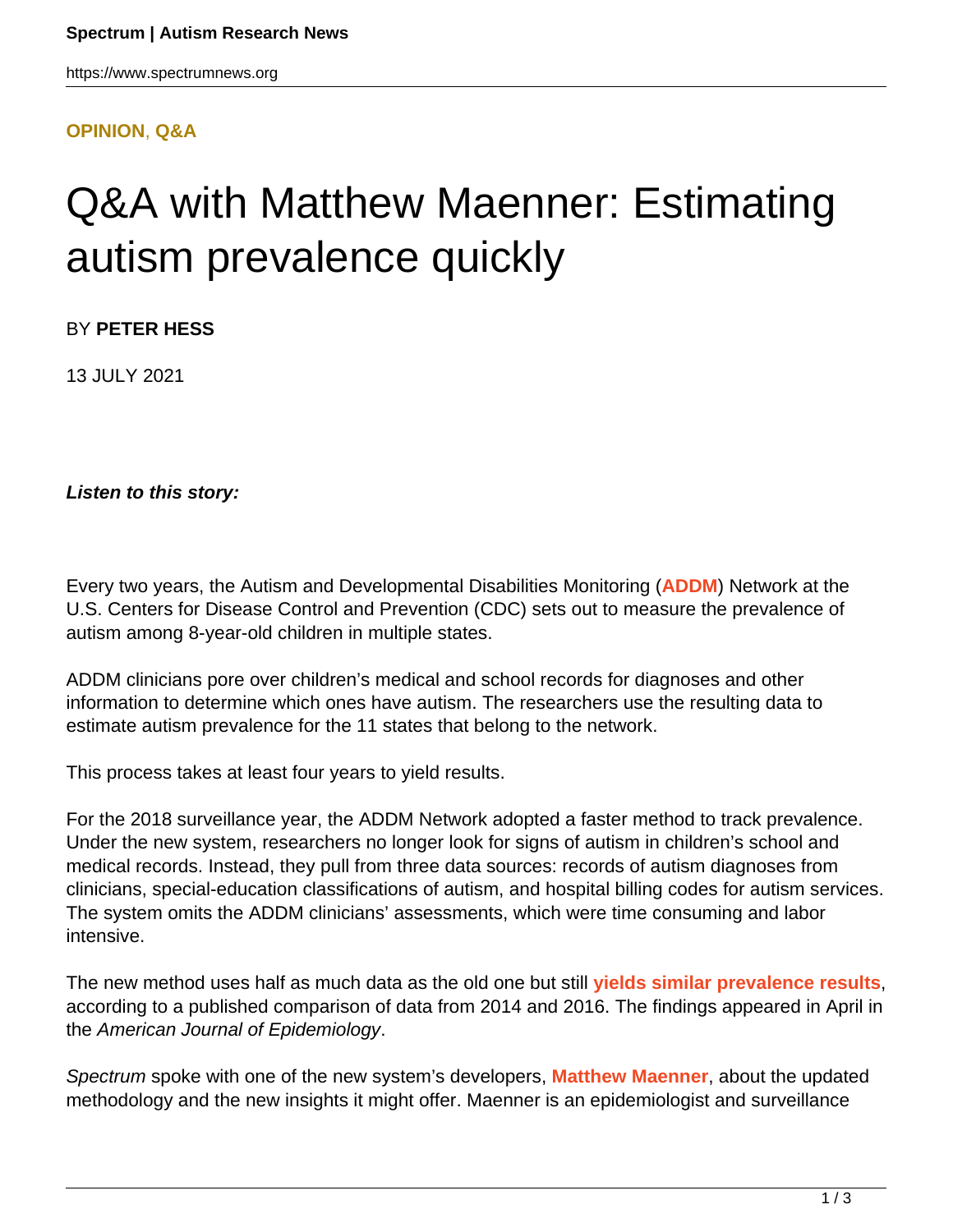**OPINION, Q&A**

# Q&A with Matthew Maenner: Estimating autism prevalence quickly

BY **PETER HESS**

13 JULY 2021

***Listen to this story:***

Every two years, the Autism and Developmental Disabilities Monitoring (**ADDM**) Network at the U.S. Centers for Disease Control and Prevention (CDC) sets out to measure the prevalence of autism among 8-year-old children in multiple states.

ADDM clinicians pore over children's medical and school records for diagnoses and other information to determine which ones have autism. The researchers use the resulting data to estimate autism prevalence for the 11 states that belong to the network.

This process takes at least four years to yield results.

For the 2018 surveillance year, the ADDM Network adopted a faster method to track prevalence. Under the new system, researchers no longer look for signs of autism in children's school and medical records. Instead, they pull from three data sources: records of autism diagnoses from clinicians, special-education classifications of autism, and hospital billing codes for autism services. The system omits the ADDM clinicians' assessments, which were time consuming and labor intensive.

The new method uses half as much data as the old one but still **yields similar prevalence results**, according to a published comparison of data from 2014 and 2016. The findings appeared in April in the *American Journal of Epidemiology*.

*Spectrum* spoke with one of the new system's developers, **Matthew Maenner**, about the updated methodology and the new insights it might offer. Maenner is an epidemiologist and surveillance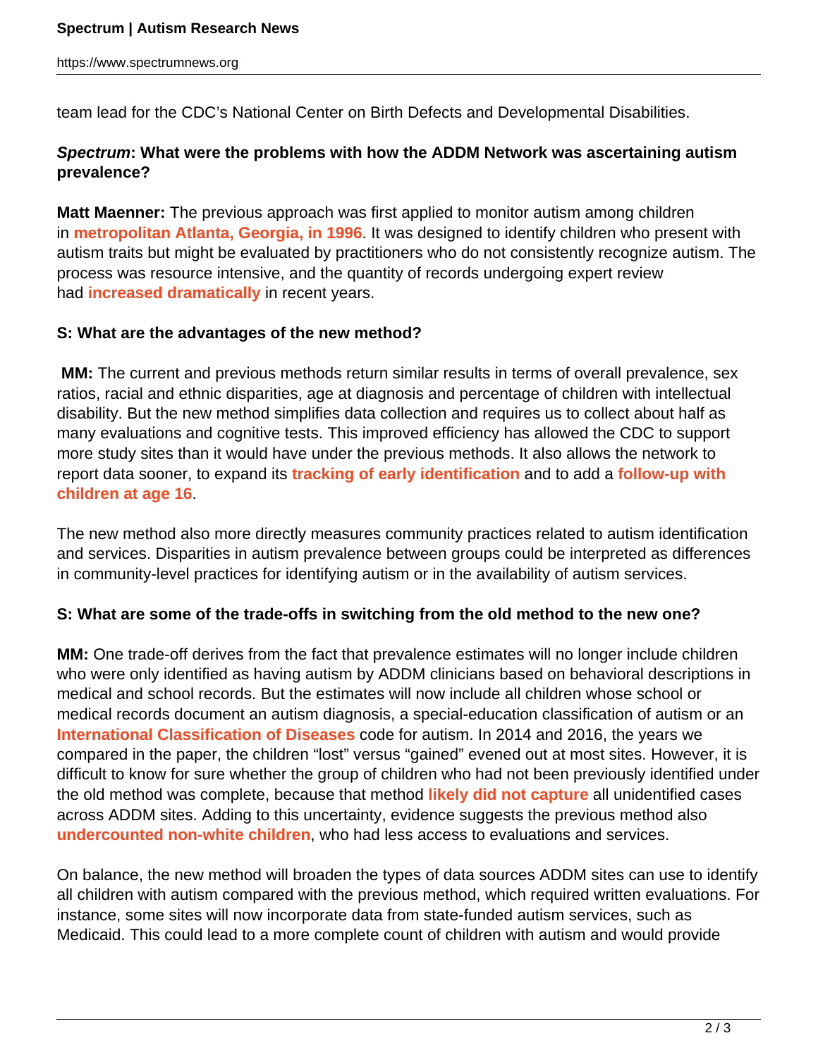team lead for the CDC's National Center on Birth Defects and Developmental Disabilities.

***Spectrum*: What were the problems with how the ADDM Network was ascertaining autism prevalence?**

**Matt Maenner:** The previous approach was first applied to monitor autism among children in **metropolitan Atlanta, Georgia, in 1996**. It was designed to identify children who present with autism traits but might be evaluated by practitioners who do not consistently recognize autism. The process was resource intensive, and the quantity of records undergoing expert review had **increased dramatically** in recent years.

**S: What are the advantages of the new method?**

**MM:** The current and previous methods return similar results in terms of overall prevalence, sex ratios, racial and ethnic disparities, age at diagnosis and percentage of children with intellectual disability. But the new method simplifies data collection and requires us to collect about half as many evaluations and cognitive tests. This improved efficiency has allowed the CDC to support more study sites than it would have under the previous methods. It also allows the network to report data sooner, to expand its **tracking of early identification** and to add a **follow-up with children at age 16**.

The new method also more directly measures community practices related to autism identification and services. Disparities in autism prevalence between groups could be interpreted as differences in community-level practices for identifying autism or in the availability of autism services.

**S: What are some of the trade-offs in switching from the old method to the new one?**

**MM:** One trade-off derives from the fact that prevalence estimates will no longer include children who were only identified as having autism by ADDM clinicians based on behavioral descriptions in medical and school records. But the estimates will now include all children whose school or medical records document an autism diagnosis, a special-education classification of autism or an **International Classification of Diseases** code for autism. In 2014 and 2016, the years we compared in the paper, the children "lost" versus "gained" evened out at most sites. However, it is difficult to know for sure whether the group of children who had not been previously identified under the old method was complete, because that method **likely did not capture** all unidentified cases across ADDM sites. Adding to this uncertainty, evidence suggests the previous method also **undercounted non-white children**, who had less access to evaluations and services.

On balance, the new method will broaden the types of data sources ADDM sites can use to identify all children with autism compared with the previous method, which required written evaluations. For instance, some sites will now incorporate data from state-funded autism services, such as Medicaid. This could lead to a more complete count of children with autism and would provide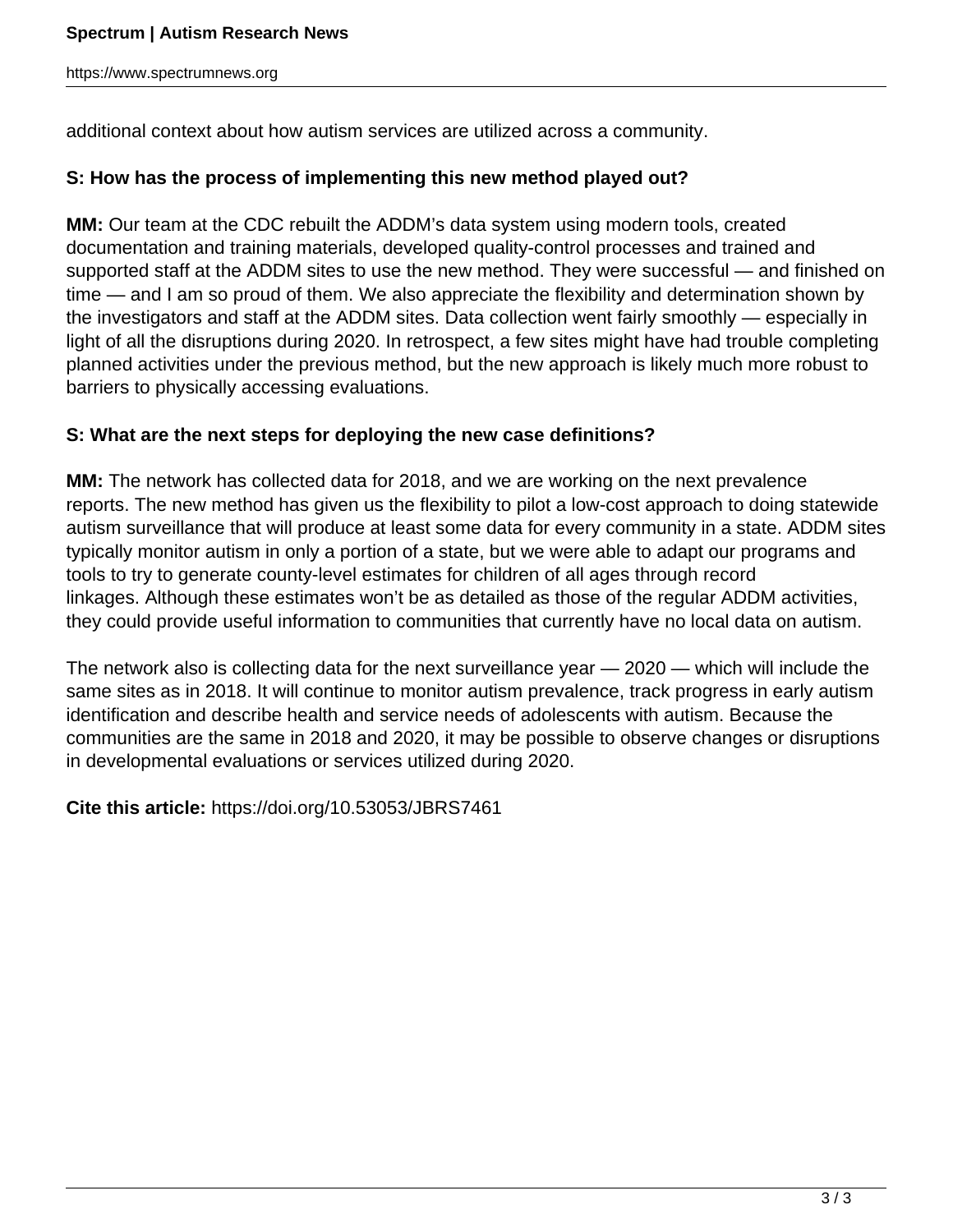additional context about how autism services are utilized across a community.

**S: How has the process of implementing this new method played out?**

**MM:** Our team at the CDC rebuilt the ADDM's data system using modern tools, created documentation and training materials, developed quality-control processes and trained and supported staff at the ADDM sites to use the new method. They were successful — and finished on time — and I am so proud of them. We also appreciate the flexibility and determination shown by the investigators and staff at the ADDM sites. Data collection went fairly smoothly — especially in light of all the disruptions during 2020. In retrospect, a few sites might have had trouble completing planned activities under the previous method, but the new approach is likely much more robust to barriers to physically accessing evaluations.

**S: What are the next steps for deploying the new case definitions?**

**MM:** The network has collected data for 2018, and we are working on the next prevalence reports. The new method has given us the flexibility to pilot a low-cost approach to doing statewide autism surveillance that will produce at least some data for every community in a state. ADDM sites typically monitor autism in only a portion of a state, but we were able to adapt our programs and tools to try to generate county-level estimates for children of all ages through record linkages. Although these estimates won't be as detailed as those of the regular ADDM activities, they could provide useful information to communities that currently have no local data on autism.

The network also is collecting data for the next surveillance year — 2020 — which will include the same sites as in 2018. It will continue to monitor autism prevalence, track progress in early autism identification and describe health and service needs of adolescents with autism. Because the communities are the same in 2018 and 2020, it may be possible to observe changes or disruptions in developmental evaluations or services utilized during 2020.

**Cite this article:** https://doi.org/10.53053/JBRS7461